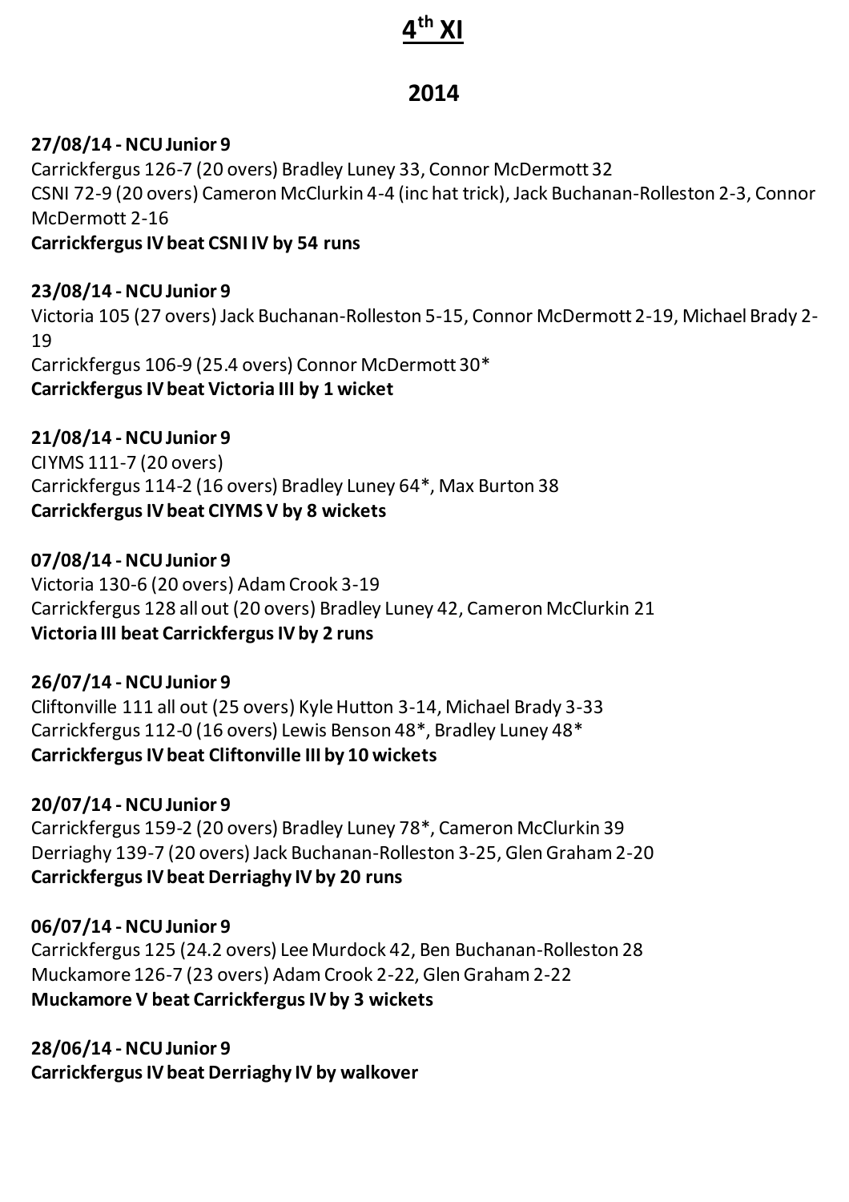# 4th XI

## 2014

**27/08/14 - NCU Junior 9**
Carrickfergus 126-7 (20 overs) Bradley Luney 33, Connor McDermott 32
CSNI 72-9 (20 overs) Cameron McClurkin 4-4 (inc hat trick), Jack Buchanan-Rolleston 2-3, Connor McDermott 2-16
**Carrickfergus IV beat CSNI IV by 54 runs**

**23/08/14 - NCU Junior 9**
Victoria 105 (27 overs) Jack Buchanan-Rolleston 5-15, Connor McDermott 2-19, Michael Brady 2-19
Carrickfergus 106-9 (25.4 overs) Connor McDermott 30*
**Carrickfergus IV beat Victoria III by 1 wicket**

**21/08/14 - NCU Junior 9**
CIYMS 111-7 (20 overs)
Carrickfergus 114-2 (16 overs) Bradley Luney 64*, Max Burton 38
**Carrickfergus IV beat CIYMS V by 8 wickets**

**07/08/14 - NCU Junior 9**
Victoria 130-6 (20 overs) Adam Crook 3-19
Carrickfergus 128 all out (20 overs) Bradley Luney 42, Cameron McClurkin 21
**Victoria III beat Carrickfergus IV by 2 runs**

**26/07/14 - NCU Junior 9**
Cliftonville 111 all out (25 overs) Kyle Hutton 3-14, Michael Brady 3-33
Carrickfergus 112-0 (16 overs) Lewis Benson 48*, Bradley Luney 48*
**Carrickfergus IV beat Cliftonville III by 10 wickets**

**20/07/14 - NCU Junior 9**
Carrickfergus 159-2 (20 overs) Bradley Luney 78*, Cameron McClurkin 39
Derriaghy 139-7 (20 overs) Jack Buchanan-Rolleston 3-25, Glen Graham 2-20
**Carrickfergus IV beat Derriaghy IV by 20 runs**

**06/07/14 - NCU Junior 9**
Carrickfergus 125 (24.2 overs) Lee Murdock 42, Ben Buchanan-Rolleston 28
Muckamore 126-7 (23 overs) Adam Crook 2-22, Glen Graham 2-22
**Muckamore V beat Carrickfergus IV by 3 wickets**

**28/06/14 - NCU Junior 9**
**Carrickfergus IV beat Derriaghy IV by walkover**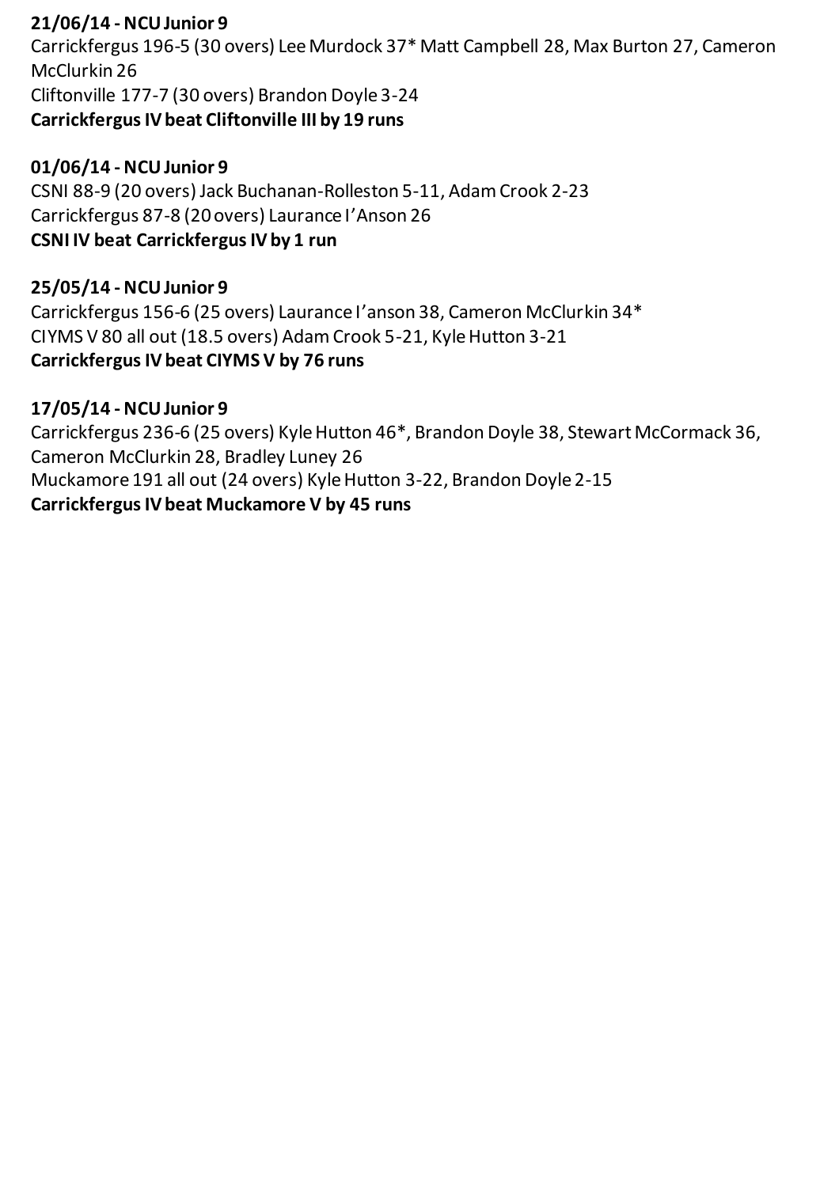**21/06/14 - NCU Junior 9**

Carrickfergus 196-5 (30 overs) Lee Murdock 37* Matt Campbell 28, Max Burton 27, Cameron McClurkin 26

Cliftonville 177-7 (30 overs) Brandon Doyle 3-24

**Carrickfergus IV beat Cliftonville III by 19 runs**

**01/06/14 - NCU Junior 9**

CSNI 88-9 (20 overs) Jack Buchanan-Rolleston 5-11, Adam Crook 2-23

Carrickfergus 87-8 (20 overs) Laurance I'Anson 26

**CSNI IV beat Carrickfergus IV by 1 run**

**25/05/14 - NCU Junior 9**

Carrickfergus 156-6 (25 overs) Laurance I'anson 38, Cameron McClurkin 34*

CIYMS V 80 all out (18.5 overs) Adam Crook 5-21, Kyle Hutton 3-21

**Carrickfergus IV beat CIYMS V by 76 runs**

**17/05/14 - NCU Junior 9**

Carrickfergus 236-6 (25 overs) Kyle Hutton 46*, Brandon Doyle 38, Stewart McCormack 36, Cameron McClurkin 28, Bradley Luney 26

Muckamore 191 all out (24 overs) Kyle Hutton 3-22, Brandon Doyle 2-15

**Carrickfergus IV beat Muckamore V by 45 runs**